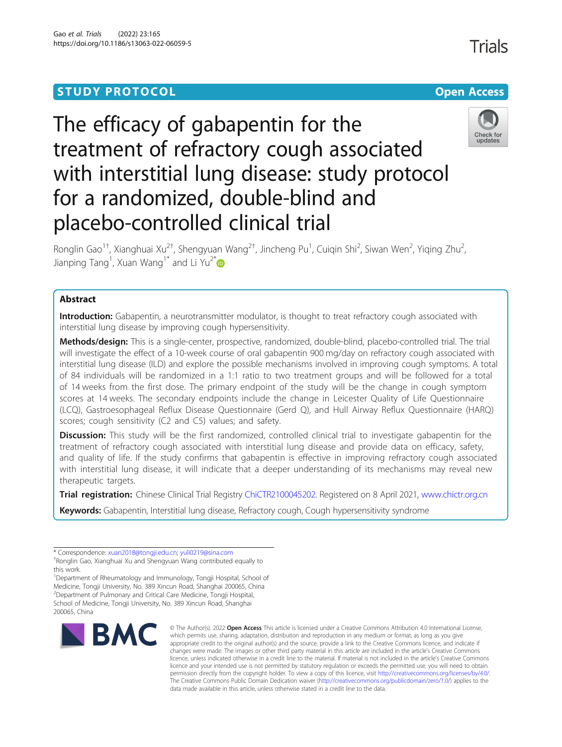STUDY PROTOCOL

Open Access

# The efficacy of gabapentin for the treatment of refractory cough associated with interstitial lung disease: study protocol for a randomized, double-blind and placebo-controlled clinical trial

Ronglin Gao[1†], Xianghuai Xu[2†], Shengyuan Wang[2†], Jincheng Pu[1], Cuiqin Shi[2], Siwan Wen[2], Yiqing Zhu[2], Jianping Tang[1], Xuan Wang[1*] and Li Yu[2*]

## Abstract

**Introduction:** Gabapentin, a neurotransmitter modulator, is thought to treat refractory cough associated with interstitial lung disease by improving cough hypersensitivity.

**Methods/design:** This is a single-center, prospective, randomized, double-blind, placebo-controlled trial. The trial will investigate the effect of a 10-week course of oral gabapentin 900 mg/day on refractory cough associated with interstitial lung disease (ILD) and explore the possible mechanisms involved in improving cough symptoms. A total of 84 individuals will be randomized in a 1:1 ratio to two treatment groups and will be followed for a total of 14 weeks from the first dose. The primary endpoint of the study will be the change in cough symptom scores at 14 weeks. The secondary endpoints include the change in Leicester Quality of Life Questionnaire (LCQ), Gastroesophageal Reflux Disease Questionnaire (Gerd Q), and Hull Airway Reflux Questionnaire (HARQ) scores; cough sensitivity (C2 and C5) values; and safety.

**Discussion:** This study will be the first randomized, controlled clinical trial to investigate gabapentin for the treatment of refractory cough associated with interstitial lung disease and provide data on efficacy, safety, and quality of life. If the study confirms that gabapentin is effective in improving refractory cough associated with interstitial lung disease, it will indicate that a deeper understanding of its mechanisms may reveal new therapeutic targets.

**Trial registration:** Chinese Clinical Trial Registry ChiCTR2100045202. Registered on 8 April 2021, www.chictr.org.cn

**Keywords:** Gabapentin, Interstitial lung disease, Refractory cough, Cough hypersensitivity syndrome

---

* Correspondence: xuan2018@tongji.edu.cn; yuli0219@sina.com

†Ronglin Gao, Xianghuai Xu and Shengyuan Wang contributed equally to this work.

[1]Department of Rheumatology and Immunology, Tongji Hospital, School of Medicine, Tongji University, No. 389 Xincun Road, Shanghai 200065, China

[2]Department of Pulmonary and Critical Care Medicine, Tongji Hospital, School of Medicine, Tongji University, No. 389 Xincun Road, Shanghai 200065, China

© The Author(s). 2022 **Open Access** This article is licensed under a Creative Commons Attribution 4.0 International License, which permits use, sharing, adaptation, distribution and reproduction in any medium or format, as long as you give appropriate credit to the original author(s) and the source, provide a link to the Creative Commons licence, and indicate if changes were made. The images or other third party material in this article are included in the article's Creative Commons licence, unless indicated otherwise in a credit line to the material. If material is not included in the article's Creative Commons licence and your intended use is not permitted by statutory regulation or exceeds the permitted use, you will need to obtain permission directly from the copyright holder. To view a copy of this licence, visit http://creativecommons.org/licenses/by/4.0/. The Creative Commons Public Domain Dedication waiver (http://creativecommons.org/publicdomain/zero/1.0/) applies to the data made available in this article, unless otherwise stated in a credit line to the data.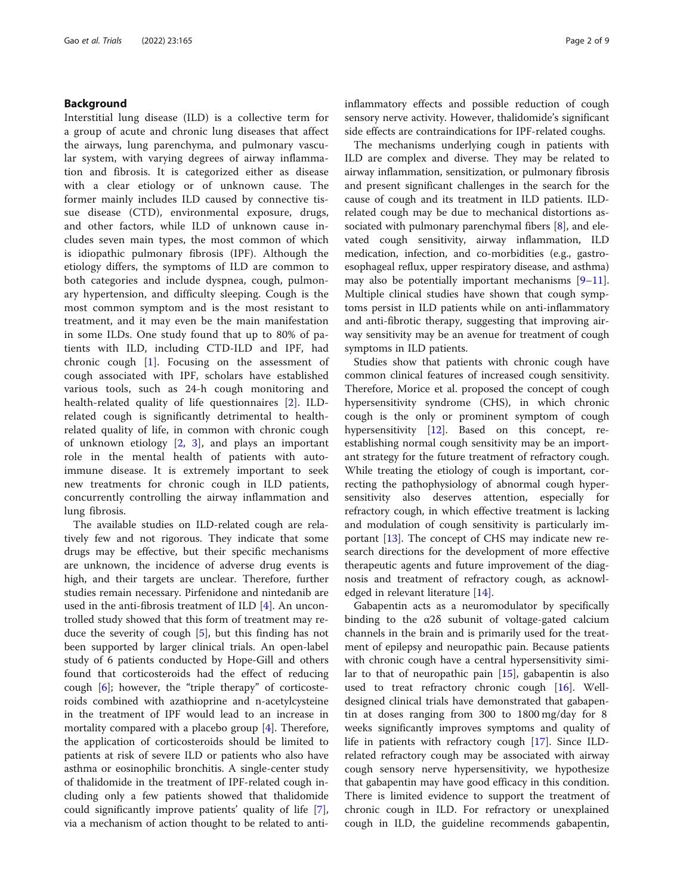## Background

Interstitial lung disease (ILD) is a collective term for a group of acute and chronic lung diseases that affect the airways, lung parenchyma, and pulmonary vascular system, with varying degrees of airway inflammation and fibrosis. It is categorized either as disease with a clear etiology or of unknown cause. The former mainly includes ILD caused by connective tissue disease (CTD), environmental exposure, drugs, and other factors, while ILD of unknown cause includes seven main types, the most common of which is idiopathic pulmonary fibrosis (IPF). Although the etiology differs, the symptoms of ILD are common to both categories and include dyspnea, cough, pulmonary hypertension, and difficulty sleeping. Cough is the most common symptom and is the most resistant to treatment, and it may even be the main manifestation in some ILDs. One study found that up to 80% of patients with ILD, including CTD-ILD and IPF, had chronic cough [1]. Focusing on the assessment of cough associated with IPF, scholars have established various tools, such as 24-h cough monitoring and health-related quality of life questionnaires [2]. ILD-related cough is significantly detrimental to health-related quality of life, in common with chronic cough of unknown etiology [2, 3], and plays an important role in the mental health of patients with autoimmune disease. It is extremely important to seek new treatments for chronic cough in ILD patients, concurrently controlling the airway inflammation and lung fibrosis.

The available studies on ILD-related cough are relatively few and not rigorous. They indicate that some drugs may be effective, but their specific mechanisms are unknown, the incidence of adverse drug events is high, and their targets are unclear. Therefore, further studies remain necessary. Pirfenidone and nintedanib are used in the anti-fibrosis treatment of ILD [4]. An uncontrolled study showed that this form of treatment may reduce the severity of cough [5], but this finding has not been supported by larger clinical trials. An open-label study of 6 patients conducted by Hope-Gill and others found that corticosteroids had the effect of reducing cough [6]; however, the "triple therapy" of corticosteroids combined with azathioprine and n-acetylcysteine in the treatment of IPF would lead to an increase in mortality compared with a placebo group [4]. Therefore, the application of corticosteroids should be limited to patients at risk of severe ILD or patients who also have asthma or eosinophilic bronchitis. A single-center study of thalidomide in the treatment of IPF-related cough including only a few patients showed that thalidomide could significantly improve patients' quality of life [7], via a mechanism of action thought to be related to anti-inflammatory effects and possible reduction of cough sensory nerve activity. However, thalidomide's significant side effects are contraindications for IPF-related coughs.

The mechanisms underlying cough in patients with ILD are complex and diverse. They may be related to airway inflammation, sensitization, or pulmonary fibrosis and present significant challenges in the search for the cause of cough and its treatment in ILD patients. ILD-related cough may be due to mechanical distortions associated with pulmonary parenchymal fibers [8], and elevated cough sensitivity, airway inflammation, ILD medication, infection, and co-morbidities (e.g., gastroesophageal reflux, upper respiratory disease, and asthma) may also be potentially important mechanisms [9–11]. Multiple clinical studies have shown that cough symptoms persist in ILD patients while on anti-inflammatory and anti-fibrotic therapy, suggesting that improving airway sensitivity may be an avenue for treatment of cough symptoms in ILD patients.

Studies show that patients with chronic cough have common clinical features of increased cough sensitivity. Therefore, Morice et al. proposed the concept of cough hypersensitivity syndrome (CHS), in which chronic cough is the only or prominent symptom of cough hypersensitivity [12]. Based on this concept, re-establishing normal cough sensitivity may be an important strategy for the future treatment of refractory cough. While treating the etiology of cough is important, correcting the pathophysiology of abnormal cough hypersensitivity also deserves attention, especially for refractory cough, in which effective treatment is lacking and modulation of cough sensitivity is particularly important [13]. The concept of CHS may indicate new research directions for the development of more effective therapeutic agents and future improvement of the diagnosis and treatment of refractory cough, as acknowledged in relevant literature [14].

Gabapentin acts as a neuromodulator by specifically binding to the α2δ subunit of voltage-gated calcium channels in the brain and is primarily used for the treatment of epilepsy and neuropathic pain. Because patients with chronic cough have a central hypersensitivity similar to that of neuropathic pain [15], gabapentin is also used to treat refractory chronic cough [16]. Well-designed clinical trials have demonstrated that gabapentin at doses ranging from 300 to 1800 mg/day for 8 weeks significantly improves symptoms and quality of life in patients with refractory cough [17]. Since ILD-related refractory cough may be associated with airway cough sensory nerve hypersensitivity, we hypothesize that gabapentin may have good efficacy in this condition. There is limited evidence to support the treatment of chronic cough in ILD. For refractory or unexplained cough in ILD, the guideline recommends gabapentin,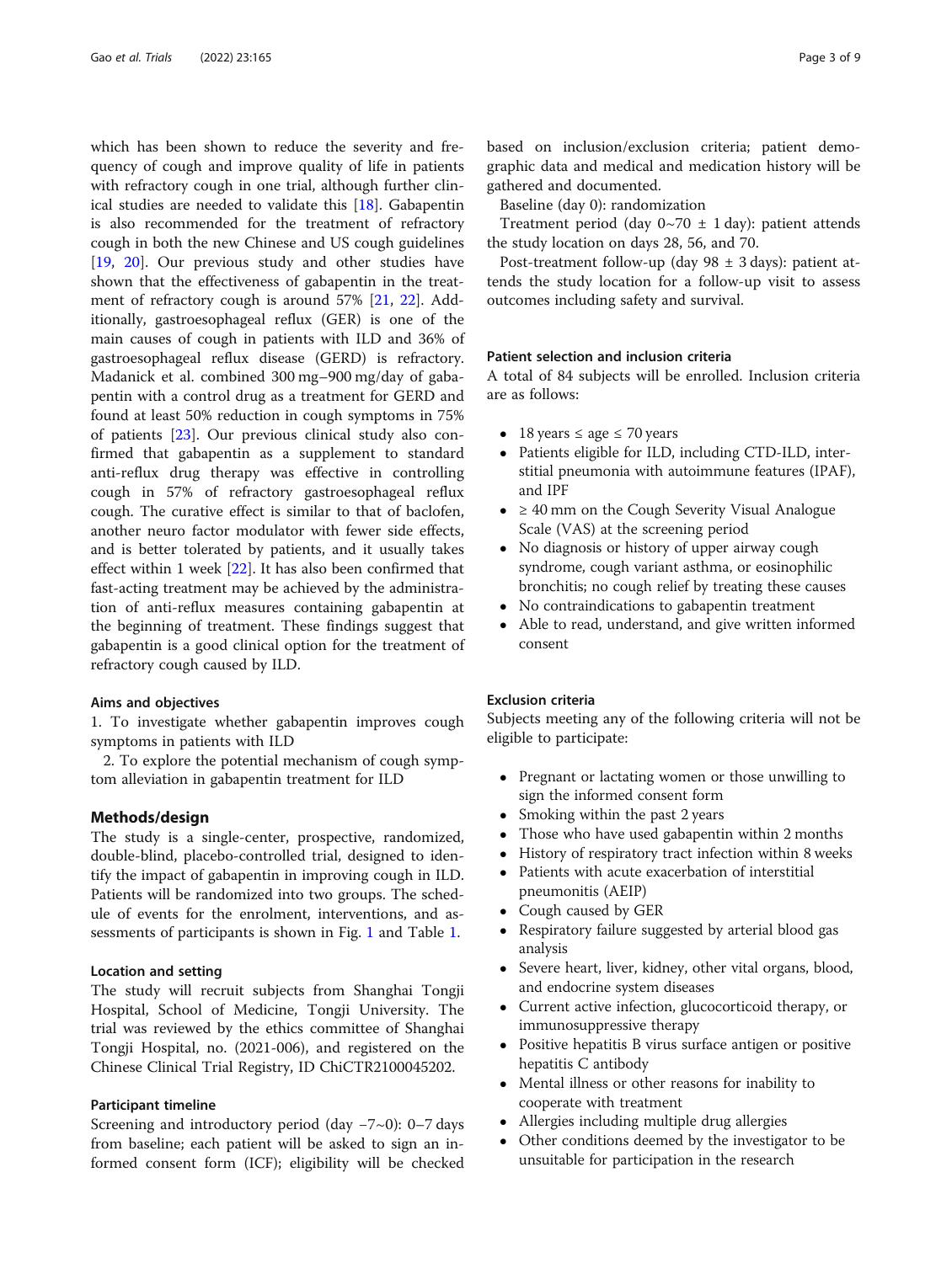which has been shown to reduce the severity and frequency of cough and improve quality of life in patients with refractory cough in one trial, although further clinical studies are needed to validate this [18]. Gabapentin is also recommended for the treatment of refractory cough in both the new Chinese and US cough guidelines [19, 20]. Our previous study and other studies have shown that the effectiveness of gabapentin in the treatment of refractory cough is around 57% [21, 22]. Additionally, gastroesophageal reflux (GER) is one of the main causes of cough in patients with ILD and 36% of gastroesophageal reflux disease (GERD) is refractory. Madanick et al. combined 300 mg–900 mg/day of gabapentin with a control drug as a treatment for GERD and found at least 50% reduction in cough symptoms in 75% of patients [23]. Our previous clinical study also confirmed that gabapentin as a supplement to standard anti-reflux drug therapy was effective in controlling cough in 57% of refractory gastroesophageal reflux cough. The curative effect is similar to that of baclofen, another neuro factor modulator with fewer side effects, and is better tolerated by patients, and it usually takes effect within 1 week [22]. It has also been confirmed that fast-acting treatment may be achieved by the administration of anti-reflux measures containing gabapentin at the beginning of treatment. These findings suggest that gabapentin is a good clinical option for the treatment of refractory cough caused by ILD.

### Aims and objectives

1. To investigate whether gabapentin improves cough symptoms in patients with ILD

2. To explore the potential mechanism of cough symptom alleviation in gabapentin treatment for ILD

## Methods/design

The study is a single-center, prospective, randomized, double-blind, placebo-controlled trial, designed to identify the impact of gabapentin in improving cough in ILD. Patients will be randomized into two groups. The schedule of events for the enrolment, interventions, and assessments of participants is shown in Fig. 1 and Table 1.

### Location and setting

The study will recruit subjects from Shanghai Tongji Hospital, School of Medicine, Tongji University. The trial was reviewed by the ethics committee of Shanghai Tongji Hospital, no. (2021-006), and registered on the Chinese Clinical Trial Registry, ID ChiCTR2100045202.

### Participant timeline

Screening and introductory period (day −7~0): 0–7 days from baseline; each patient will be asked to sign an informed consent form (ICF); eligibility will be checked based on inclusion/exclusion criteria; patient demographic data and medical and medication history will be gathered and documented.

Baseline (day 0): randomization

Treatment period (day 0~70 ± 1 day): patient attends the study location on days 28, 56, and 70.

Post-treatment follow-up (day 98 ± 3 days): patient attends the study location for a follow-up visit to assess outcomes including safety and survival.

### Patient selection and inclusion criteria

A total of 84 subjects will be enrolled. Inclusion criteria are as follows:

- 18 years ≤ age ≤ 70 years
- Patients eligible for ILD, including CTD-ILD, interstitial pneumonia with autoimmune features (IPAF), and IPF
- ≥ 40 mm on the Cough Severity Visual Analogue Scale (VAS) at the screening period
- No diagnosis or history of upper airway cough syndrome, cough variant asthma, or eosinophilic bronchitis; no cough relief by treating these causes
- No contraindications to gabapentin treatment
- Able to read, understand, and give written informed consent

### Exclusion criteria

Subjects meeting any of the following criteria will not be eligible to participate:

- Pregnant or lactating women or those unwilling to sign the informed consent form
- Smoking within the past 2 years
- Those who have used gabapentin within 2 months
- History of respiratory tract infection within 8 weeks
- Patients with acute exacerbation of interstitial pneumonitis (AEIP)
- Cough caused by GER
- Respiratory failure suggested by arterial blood gas analysis
- Severe heart, liver, kidney, other vital organs, blood, and endocrine system diseases
- Current active infection, glucocorticoid therapy, or immunosuppressive therapy
- Positive hepatitis B virus surface antigen or positive hepatitis C antibody
- Mental illness or other reasons for inability to cooperate with treatment
- Allergies including multiple drug allergies
- Other conditions deemed by the investigator to be unsuitable for participation in the research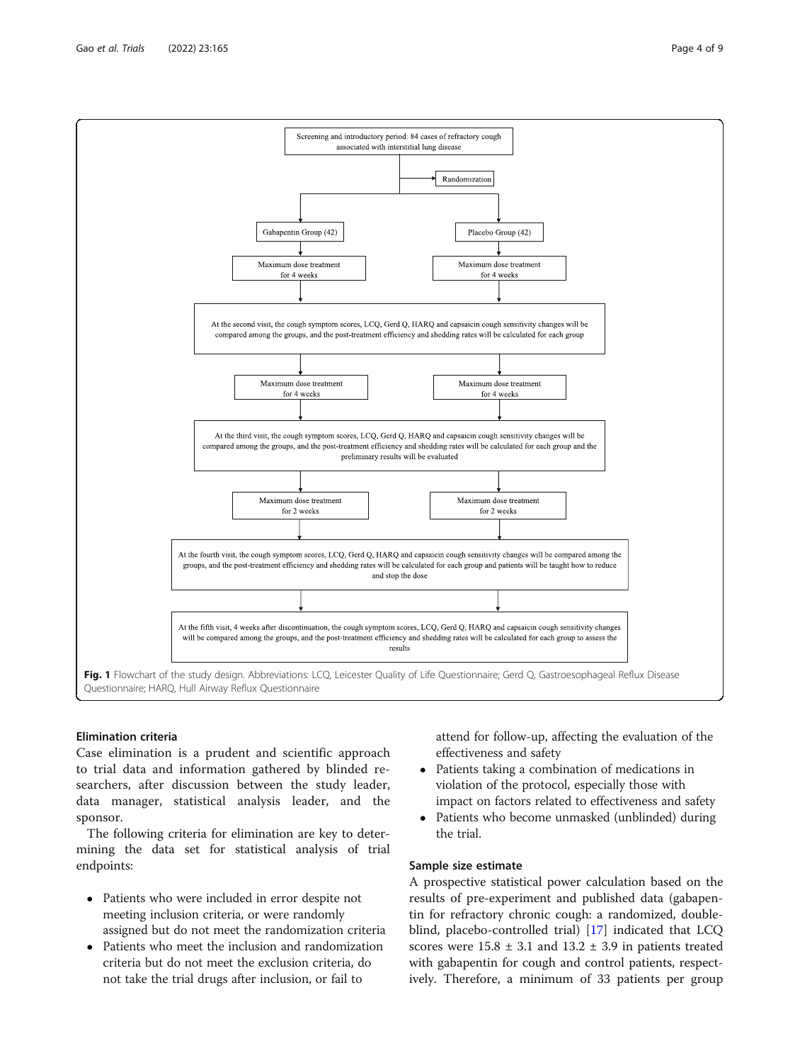Screening and introductory period: 84 cases of refractory cough associated with interstitial lung disease

Randomization

Gabapentin Group (42)

Placebo Group (42)

Maximum dose treatment for 4 weeks

Maximum dose treatment for 4 weeks

At the second visit, the cough symptom scores, LCQ, Gerd Q, HARQ and capsaicin cough sensitivity changes will be compared among the groups, and the post-treatment efficiency and shedding rates will be calculated for each group

Maximum dose treatment for 4 weeks

Maximum dose treatment for 4 weeks

At the third visit, the cough symptom scores, LCQ, Gerd Q, HARQ and capsaicin cough sensitivity changes will be compared among the groups, and the post-treatment efficiency and shedding rates will be calculated for each group and the preliminary results will be evaluated

Maximum dose treatment for 2 weeks

Maximum dose treatment for 2 weeks

At the fourth visit, the cough symptom scores, LCQ, Gerd Q, HARQ and capsaicin cough sensitivity changes will be compared among the groups, and the post-treatment efficiency and shedding rates will be calculated for each group and patients will be taught how to reduce and stop the dose

At the fifth visit, 4 weeks after discontinuation, the cough symptom scores, LCQ, Gerd Q, HARQ and capsaicin cough sensitivity changes will be compared among the groups, and the post-treatment efficiency and shedding rates will be calculated for each group to assess the results

**Fig. 1** Flowchart of the study design. Abbreviations: LCQ, Leicester Quality of Life Questionnaire; Gerd Q, Gastroesophageal Reflux Disease Questionnaire; HARQ, Hull Airway Reflux Questionnaire

## Elimination criteria

Case elimination is a prudent and scientific approach to trial data and information gathered by blinded researchers, after discussion between the study leader, data manager, statistical analysis leader, and the sponsor.

The following criteria for elimination are key to determining the data set for statistical analysis of trial endpoints:

- Patients who were included in error despite not meeting inclusion criteria, or were randomly assigned but do not meet the randomization criteria
- Patients who meet the inclusion and randomization criteria but do not meet the exclusion criteria, do not take the trial drugs after inclusion, or fail to attend for follow-up, affecting the evaluation of the effectiveness and safety
- Patients taking a combination of medications in violation of the protocol, especially those with impact on factors related to effectiveness and safety
- Patients who become unmasked (unblinded) during the trial.

## Sample size estimate

A prospective statistical power calculation based on the results of pre-experiment and published data (gabapentin for refractory chronic cough: a randomized, double-blind, placebo-controlled trial) [17] indicated that LCQ scores were 15.8 ± 3.1 and 13.2 ± 3.9 in patients treated with gabapentin for cough and control patients, respectively. Therefore, a minimum of 33 patients per group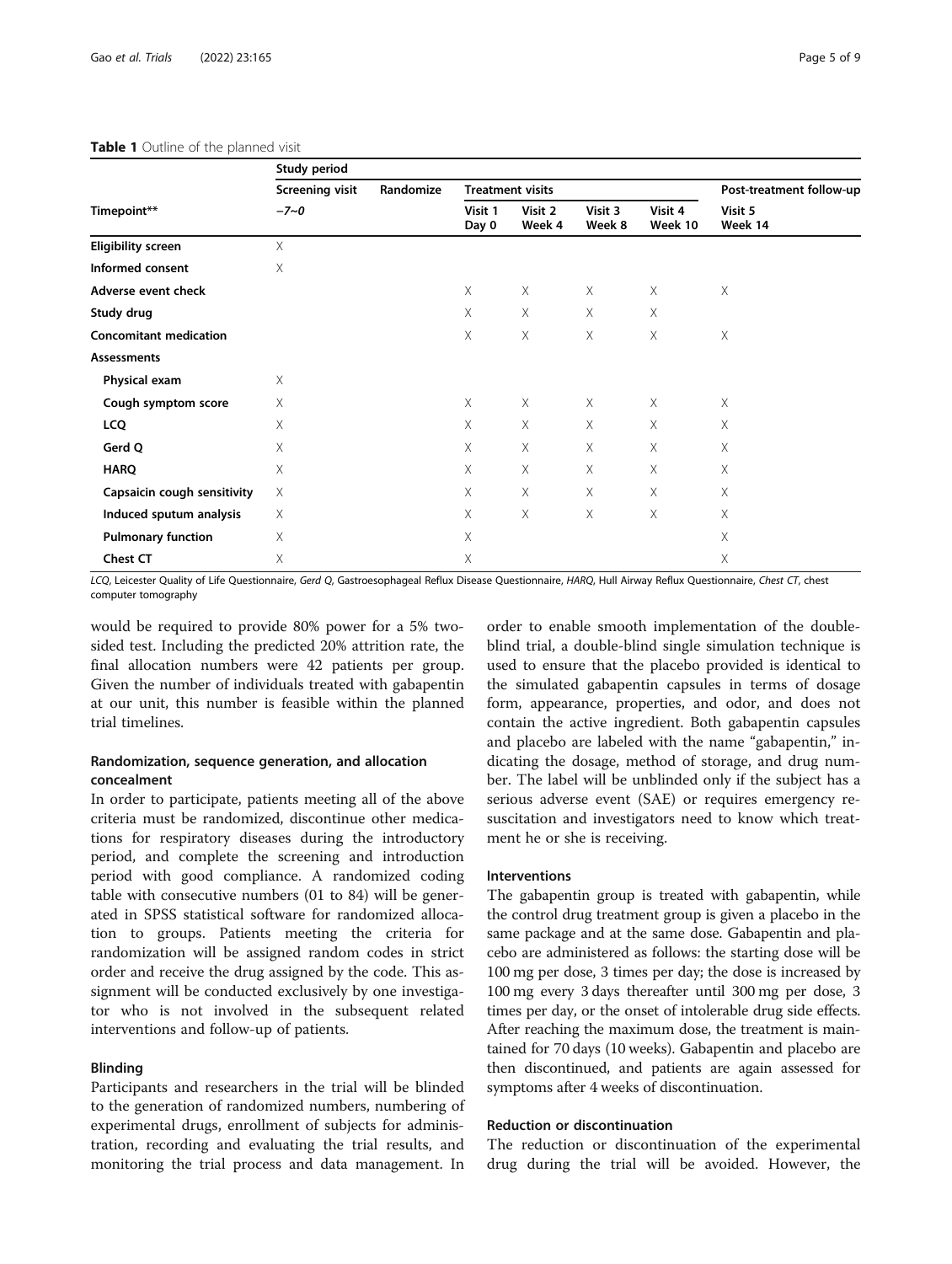**Table 1** Outline of the planned visit

| Timepoint** | Study period | | | | | | |
|---|---|---|---|---|---|---|---|
| | Screening visit | Randomize | Treatment visits | | | | Post-treatment follow-up |
| | −7~0 | | Visit 1 Day 0 | Visit 2 Week 4 | Visit 3 Week 8 | Visit 4 Week 10 | Visit 5 Week 14 |
| **Eligibility screen** | X | | | | | | |
| **Informed consent** | X | | | | | | |
| **Adverse event check** | | | X | X | X | X | X |
| **Study drug** | | | X | X | X | X | |
| **Concomitant medication** | | | X | X | X | X | X |
| **Assessments** | | | | | | | |
| **Physical exam** | X | | | | | | |
| **Cough symptom score** | X | | X | X | X | X | X |
| **LCQ** | X | | X | X | X | X | X |
| **Gerd Q** | X | | X | X | X | X | X |
| **HARQ** | X | | X | X | X | X | X |
| **Capsaicin cough sensitivity** | X | | X | X | X | X | X |
| **Induced sputum analysis** | X | | X | X | X | X | X |
| **Pulmonary function** | X | | X | | | | X |
| **Chest CT** | X | | X | | | | X |

*LCQ*, Leicester Quality of Life Questionnaire, *Gerd Q*, Gastroesophageal Reflux Disease Questionnaire, *HARQ*, Hull Airway Reflux Questionnaire, *Chest CT*, chest computer tomography

would be required to provide 80% power for a 5% two-sided test. Including the predicted 20% attrition rate, the final allocation numbers were 42 patients per group. Given the number of individuals treated with gabapentin at our unit, this number is feasible within the planned trial timelines.

### Randomization, sequence generation, and allocation concealment

In order to participate, patients meeting all of the above criteria must be randomized, discontinue other medications for respiratory diseases during the introductory period, and complete the screening and introduction period with good compliance. A randomized coding table with consecutive numbers (01 to 84) will be generated in SPSS statistical software for randomized allocation to groups. Patients meeting the criteria for randomization will be assigned random codes in strict order and receive the drug assigned by the code. This assignment will be conducted exclusively by one investigator who is not involved in the subsequent related interventions and follow-up of patients.

### Blinding

Participants and researchers in the trial will be blinded to the generation of randomized numbers, numbering of experimental drugs, enrollment of subjects for administration, recording and evaluating the trial results, and monitoring the trial process and data management. In order to enable smooth implementation of the double-blind trial, a double-blind single simulation technique is used to ensure that the placebo provided is identical to the simulated gabapentin capsules in terms of dosage form, appearance, properties, and odor, and does not contain the active ingredient. Both gabapentin capsules and placebo are labeled with the name "gabapentin," indicating the dosage, method of storage, and drug number. The label will be unblinded only if the subject has a serious adverse event (SAE) or requires emergency resuscitation and investigators need to know which treatment he or she is receiving.

### Interventions

The gabapentin group is treated with gabapentin, while the control drug treatment group is given a placebo in the same package and at the same dose. Gabapentin and placebo are administered as follows: the starting dose will be 100 mg per dose, 3 times per day; the dose is increased by 100 mg every 3 days thereafter until 300 mg per dose, 3 times per day, or the onset of intolerable drug side effects. After reaching the maximum dose, the treatment is maintained for 70 days (10 weeks). Gabapentin and placebo are then discontinued, and patients are again assessed for symptoms after 4 weeks of discontinuation.

### Reduction or discontinuation

The reduction or discontinuation of the experimental drug during the trial will be avoided. However, the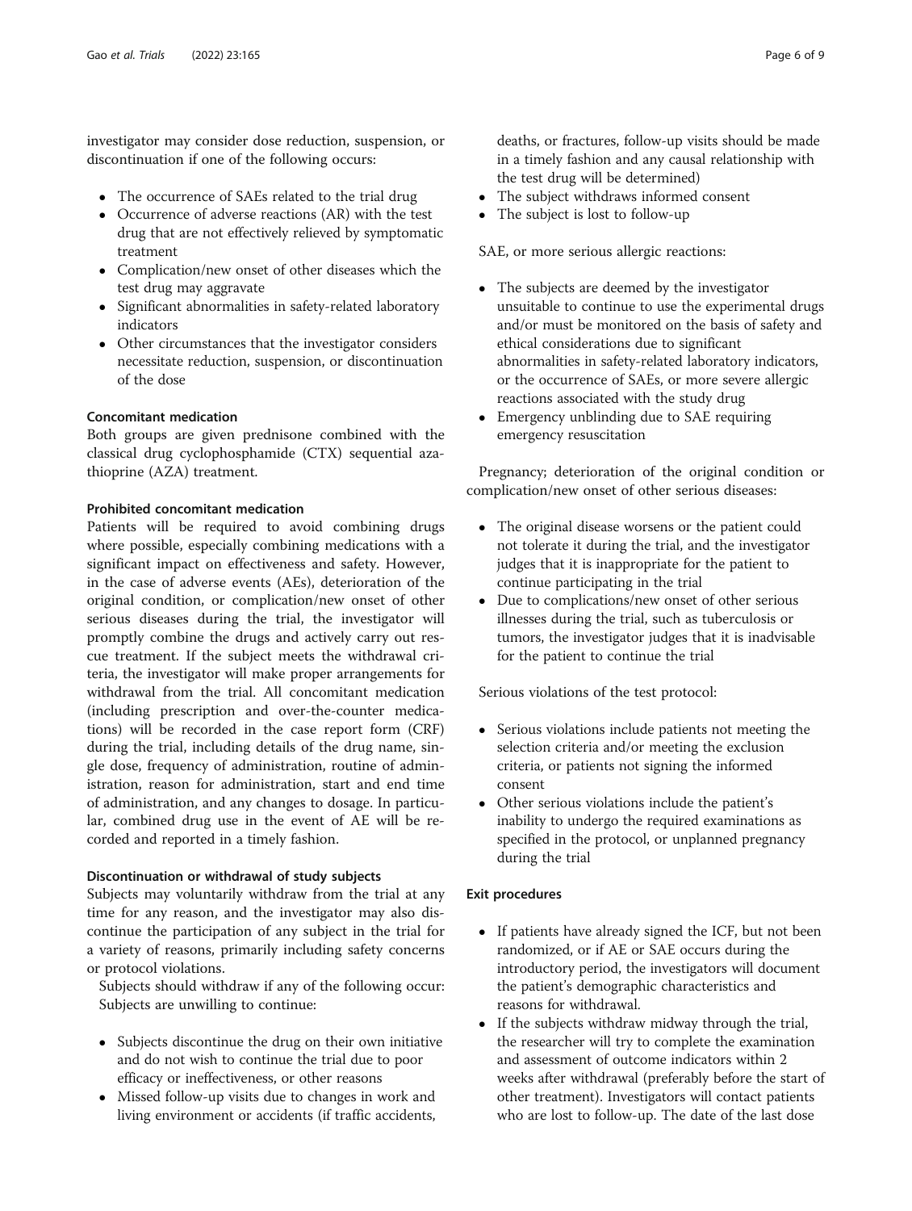investigator may consider dose reduction, suspension, or discontinuation if one of the following occurs:

- The occurrence of SAEs related to the trial drug
- Occurrence of adverse reactions (AR) with the test drug that are not effectively relieved by symptomatic treatment
- Complication/new onset of other diseases which the test drug may aggravate
- Significant abnormalities in safety-related laboratory indicators
- Other circumstances that the investigator considers necessitate reduction, suspension, or discontinuation of the dose

### Concomitant medication

Both groups are given prednisone combined with the classical drug cyclophosphamide (CTX) sequential azathioprine (AZA) treatment.

### Prohibited concomitant medication

Patients will be required to avoid combining drugs where possible, especially combining medications with a significant impact on effectiveness and safety. However, in the case of adverse events (AEs), deterioration of the original condition, or complication/new onset of other serious diseases during the trial, the investigator will promptly combine the drugs and actively carry out rescue treatment. If the subject meets the withdrawal criteria, the investigator will make proper arrangements for withdrawal from the trial. All concomitant medication (including prescription and over-the-counter medications) will be recorded in the case report form (CRF) during the trial, including details of the drug name, single dose, frequency of administration, routine of administration, reason for administration, start and end time of administration, and any changes to dosage. In particular, combined drug use in the event of AE will be recorded and reported in a timely fashion.

### Discontinuation or withdrawal of study subjects

Subjects may voluntarily withdraw from the trial at any time for any reason, and the investigator may also discontinue the participation of any subject in the trial for a variety of reasons, primarily including safety concerns or protocol violations.

Subjects should withdraw if any of the following occur: Subjects are unwilling to continue:

- Subjects discontinue the drug on their own initiative and do not wish to continue the trial due to poor efficacy or ineffectiveness, or other reasons
- Missed follow-up visits due to changes in work and living environment or accidents (if traffic accidents, deaths, or fractures, follow-up visits should be made in a timely fashion and any causal relationship with the test drug will be determined)
- The subject withdraws informed consent
- The subject is lost to follow-up

SAE, or more serious allergic reactions:

- The subjects are deemed by the investigator unsuitable to continue to use the experimental drugs and/or must be monitored on the basis of safety and ethical considerations due to significant abnormalities in safety-related laboratory indicators, or the occurrence of SAEs, or more severe allergic reactions associated with the study drug
- Emergency unblinding due to SAE requiring emergency resuscitation

Pregnancy; deterioration of the original condition or complication/new onset of other serious diseases:

- The original disease worsens or the patient could not tolerate it during the trial, and the investigator judges that it is inappropriate for the patient to continue participating in the trial
- Due to complications/new onset of other serious illnesses during the trial, such as tuberculosis or tumors, the investigator judges that it is inadvisable for the patient to continue the trial

Serious violations of the test protocol:

- Serious violations include patients not meeting the selection criteria and/or meeting the exclusion criteria, or patients not signing the informed consent
- Other serious violations include the patient's inability to undergo the required examinations as specified in the protocol, or unplanned pregnancy during the trial

### Exit procedures

- If patients have already signed the ICF, but not been randomized, or if AE or SAE occurs during the introductory period, the investigators will document the patient's demographic characteristics and reasons for withdrawal.
- If the subjects withdraw midway through the trial, the researcher will try to complete the examination and assessment of outcome indicators within 2 weeks after withdrawal (preferably before the start of other treatment). Investigators will contact patients who are lost to follow-up. The date of the last dose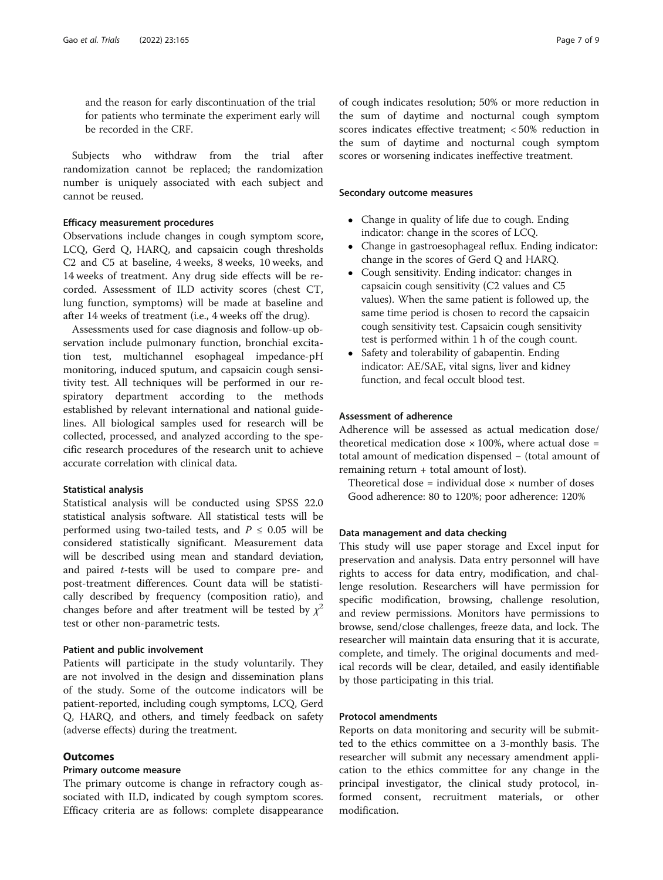and the reason for early discontinuation of the trial for patients who terminate the experiment early will be recorded in the CRF.

Subjects who withdraw from the trial after randomization cannot be replaced; the randomization number is uniquely associated with each subject and cannot be reused.

### Efficacy measurement procedures

Observations include changes in cough symptom score, LCQ, Gerd Q, HARQ, and capsaicin cough thresholds C2 and C5 at baseline, 4 weeks, 8 weeks, 10 weeks, and 14 weeks of treatment. Any drug side effects will be recorded. Assessment of ILD activity scores (chest CT, lung function, symptoms) will be made at baseline and after 14 weeks of treatment (i.e., 4 weeks off the drug).

Assessments used for case diagnosis and follow-up observation include pulmonary function, bronchial excitation test, multichannel esophageal impedance-pH monitoring, induced sputum, and capsaicin cough sensitivity test. All techniques will be performed in our respiratory department according to the methods established by relevant international and national guidelines. All biological samples used for research will be collected, processed, and analyzed according to the specific research procedures of the research unit to achieve accurate correlation with clinical data.

### Statistical analysis

Statistical analysis will be conducted using SPSS 22.0 statistical analysis software. All statistical tests will be performed using two-tailed tests, and $P \leq 0.05$ will be considered statistically significant. Measurement data will be described using mean and standard deviation, and paired *t*-tests will be used to compare pre- and post-treatment differences. Count data will be statistically described by frequency (composition ratio), and changes before and after treatment will be tested by $\chi^2$ test or other non-parametric tests.

### Patient and public involvement

Patients will participate in the study voluntarily. They are not involved in the design and dissemination plans of the study. Some of the outcome indicators will be patient-reported, including cough symptoms, LCQ, Gerd Q, HARQ, and others, and timely feedback on safety (adverse effects) during the treatment.

## Outcomes

### Primary outcome measure

The primary outcome is change in refractory cough associated with ILD, indicated by cough symptom scores. Efficacy criteria are as follows: complete disappearance of cough indicates resolution; 50% or more reduction in the sum of daytime and nocturnal cough symptom scores indicates effective treatment; < 50% reduction in the sum of daytime and nocturnal cough symptom scores or worsening indicates ineffective treatment.

### Secondary outcome measures

- Change in quality of life due to cough. Ending indicator: change in the scores of LCQ.
- Change in gastroesophageal reflux. Ending indicator: change in the scores of Gerd Q and HARQ.
- Cough sensitivity. Ending indicator: changes in capsaicin cough sensitivity (C2 values and C5 values). When the same patient is followed up, the same time period is chosen to record the capsaicin cough sensitivity test. Capsaicin cough sensitivity test is performed within 1 h of the cough count.
- Safety and tolerability of gabapentin. Ending indicator: AE/SAE, vital signs, liver and kidney function, and fecal occult blood test.

### Assessment of adherence

Adherence will be assessed as actual medication dose/theoretical medication dose × 100%, where actual dose = total amount of medication dispensed − (total amount of remaining return + total amount of lost).

Theoretical dose = individual dose × number of doses
Good adherence: 80 to 120%; poor adherence: 120%

### Data management and data checking

This study will use paper storage and Excel input for preservation and analysis. Data entry personnel will have rights to access for data entry, modification, and challenge resolution. Researchers will have permission for specific modification, browsing, challenge resolution, and review permissions. Monitors have permissions to browse, send/close challenges, freeze data, and lock. The researcher will maintain data ensuring that it is accurate, complete, and timely. The original documents and medical records will be clear, detailed, and easily identifiable by those participating in this trial.

### Protocol amendments

Reports on data monitoring and security will be submitted to the ethics committee on a 3-monthly basis. The researcher will submit any necessary amendment application to the ethics committee for any change in the principal investigator, the clinical study protocol, informed consent, recruitment materials, or other modification.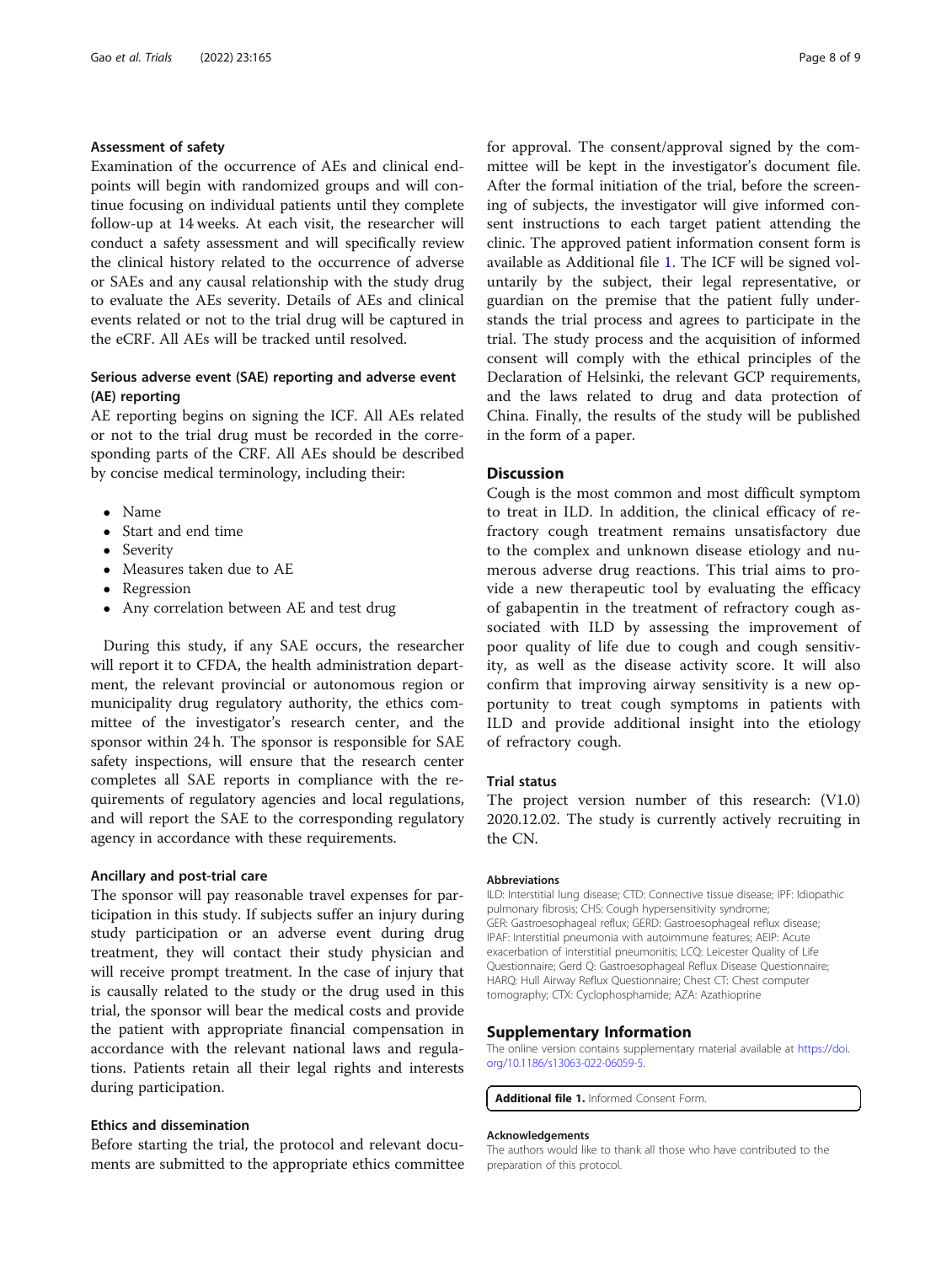### Assessment of safety

Examination of the occurrence of AEs and clinical endpoints will begin with randomized groups and will continue focusing on individual patients until they complete follow-up at 14 weeks. At each visit, the researcher will conduct a safety assessment and will specifically review the clinical history related to the occurrence of adverse or SAEs and any causal relationship with the study drug to evaluate the AEs severity. Details of AEs and clinical events related or not to the trial drug will be captured in the eCRF. All AEs will be tracked until resolved.

### Serious adverse event (SAE) reporting and adverse event (AE) reporting

AE reporting begins on signing the ICF. All AEs related or not to the trial drug must be recorded in the corresponding parts of the CRF. All AEs should be described by concise medical terminology, including their:

- Name
- Start and end time
- Severity
- Measures taken due to AE
- Regression
- Any correlation between AE and test drug

During this study, if any SAE occurs, the researcher will report it to CFDA, the health administration department, the relevant provincial or autonomous region or municipality drug regulatory authority, the ethics committee of the investigator's research center, and the sponsor within 24 h. The sponsor is responsible for SAE safety inspections, will ensure that the research center completes all SAE reports in compliance with the requirements of regulatory agencies and local regulations, and will report the SAE to the corresponding regulatory agency in accordance with these requirements.

### Ancillary and post-trial care

The sponsor will pay reasonable travel expenses for participation in this study. If subjects suffer an injury during study participation or an adverse event during drug treatment, they will contact their study physician and will receive prompt treatment. In the case of injury that is causally related to the study or the drug used in this trial, the sponsor will bear the medical costs and provide the patient with appropriate financial compensation in accordance with the relevant national laws and regulations. Patients retain all their legal rights and interests during participation.

### Ethics and dissemination

Before starting the trial, the protocol and relevant documents are submitted to the appropriate ethics committee for approval. The consent/approval signed by the committee will be kept in the investigator's document file. After the formal initiation of the trial, before the screening of subjects, the investigator will give informed consent instructions to each target patient attending the clinic. The approved patient information consent form is available as Additional file 1. The ICF will be signed voluntarily by the subject, their legal representative, or guardian on the premise that the patient fully understands the trial process and agrees to participate in the trial. The study process and the acquisition of informed consent will comply with the ethical principles of the Declaration of Helsinki, the relevant GCP requirements, and the laws related to drug and data protection of China. Finally, the results of the study will be published in the form of a paper.

## Discussion

Cough is the most common and most difficult symptom to treat in ILD. In addition, the clinical efficacy of refractory cough treatment remains unsatisfactory due to the complex and unknown disease etiology and numerous adverse drug reactions. This trial aims to provide a new therapeutic tool by evaluating the efficacy of gabapentin in the treatment of refractory cough associated with ILD by assessing the improvement of poor quality of life due to cough and cough sensitivity, as well as the disease activity score. It will also confirm that improving airway sensitivity is a new opportunity to treat cough symptoms in patients with ILD and provide additional insight into the etiology of refractory cough.

### Trial status

The project version number of this research: (V1.0) 2020.12.02. The study is currently actively recruiting in the CN.

#### Abbreviations

ILD: Interstitial lung disease; CTD: Connective tissue disease; IPF: Idiopathic pulmonary fibrosis; CHS: Cough hypersensitivity syndrome; GER: Gastroesophageal reflux; GERD: Gastroesophageal reflux disease; IPAF: Interstitial pneumonia with autoimmune features; AEIP: Acute exacerbation of interstitial pneumonitis; LCQ: Leicester Quality of Life Questionnaire; Gerd Q: Gastroesophageal Reflux Disease Questionnaire; HARQ: Hull Airway Reflux Questionnaire; Chest CT: Chest computer tomography; CTX: Cyclophosphamide; AZA: Azathioprine

## Supplementary Information

The online version contains supplementary material available at https://doi.org/10.1186/s13063-022-06059-5.

**Additional file 1.** Informed Consent Form.

#### Acknowledgements

The authors would like to thank all those who have contributed to the preparation of this protocol.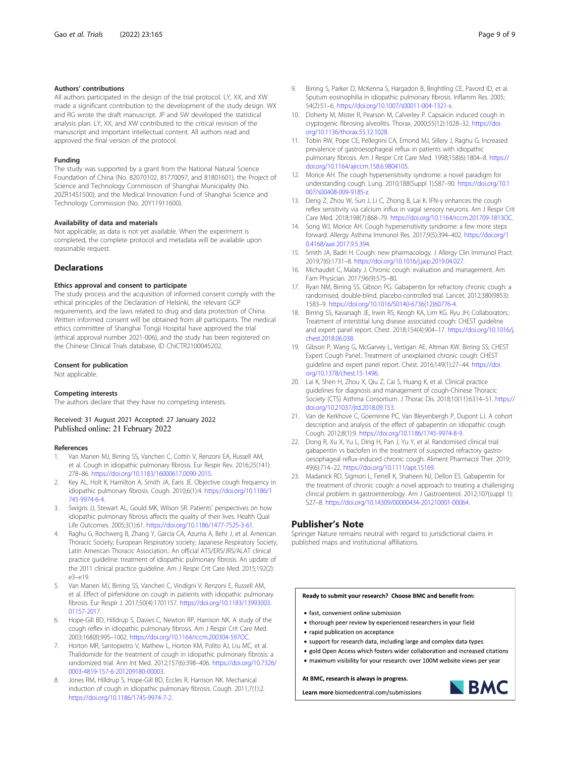### Authors' contributions

All authors participated in the design of the trial protocol. LY, XX, and XW made a significant contribution to the development of the study design. WX and RG wrote the draft manuscript. JP and SW developed the statistical analysis plan. LY, XX, and XW contributed to the critical revision of the manuscript and important intellectual content. All authors read and approved the final version of the protocol.

### Funding

The study was supported by a grant from the National Natural Science Foundation of China (No. 82070102, 81770097, and 81801601), the Project of Science and Technology Commission of Shanghai Municipality (No. 20ZR1451500), and the Medical Innovation Fund of Shanghai Science and Technology Commission (No. 20Y11911600).

### Availability of data and materials

Not applicable, as data is not yet available. When the experiment is completed, the complete protocol and metadata will be available upon reasonable request.

## Declarations

### Ethics approval and consent to participate

The study process and the acquisition of informed consent comply with the ethical principles of the Declaration of Helsinki, the relevant GCP requirements, and the laws related to drug and data protection of China. Written informed consent will be obtained from all participants. The medical ethics committee of Shanghai Tongji Hospital have approved the trial (ethical approval number 2021-006), and the study has been registered on the Chinese Clinical Trials database, ID ChiCTR2100045202.

### Consent for publication

Not applicable.

### Competing interests

The authors declare that they have no competing interests.

Received: 31 August 2021 Accepted: 27 January 2022
Published online: 21 February 2022

### References

1. Van Manen MJ, Birring SS, Vancheri C, Cottin V, Renzoni EA, Russell AM, et al. Cough in idiopathic pulmonary fibrosis. Eur Respir Rev. 2016;25(141): 278–86. https://doi.org/10.1183/16000617.0090-2015.
2. Key AL, Holt K, Hamilton A, Smith JA, Earis JE. Objective cough frequency in idiopathic pulmonary fibrosis. Cough. 2010;6(1):4. https://doi.org/10.1186/1745-9974-6-4.
3. Swigris JJ, Stewart AL, Gould MK, Wilson SR. Patients' perspectives on how idiopathic pulmonary fibrosis affects the quality of their lives. Health Qual Life Outcomes. 2005;3(1):61. https://doi.org/10.1186/1477-7525-3-61.
4. Raghu G, Rochwerg B, Zhang Y, Garcia CA, Azuma A, Behr J, et al. American Thoracic Society; European Respiratory society; Japanese Respiratory Society; Latin American Thoracic Association.: An official ATS/ERS/JRS/ALAT clinical practice guideline: treatment of idiopathic pulmonary fibrosis. An update of the 2011 clinical practice guideline. Am J Respir Crit Care Med. 2015;192(2): e3–e19.
5. Van Manen MJ, Birring SS, Vancheri C, Vindigni V, Renzoni E, Russell AM, et al. Effect of pirfenidone on cough in patients with idiopathic pulmonary fibrosis. Eur Respir J. 2017;50(4):1701157. https://doi.org/10.1183/13993003.01157-2017.
6. Hope-Gill BD, Hilldrup S, Davies C, Newton RP, Harrison NK. A study of the cough reflex in idiopathic pulmonary fibrosis. Am J Respir Crit Care Med. 2003;168(8):995–1002. https://doi.org/10.1164/rccm.200304-597OC.
7. Horton MR, Santopietro V, Mathew L, Horton KM, Polito AJ, Liu MC, et al. Thalidomide for the treatment of cough in idiopathic pulmonary fibrosis: a randomized trial. Ann Int Med. 2012;157(6):398–406. https://doi.org/10.7326/0003-4819-157-6-201209180-00003.
8. Jones RM, Hilldrup S, Hope-Gill BD, Eccles R, Harrison NK. Mechanical induction of cough in idiopathic pulmonary fibrosis. Cough. 2011;7(1):2. https://doi.org/10.1186/1745-9974-7-2.
9. Birring S, Parker D, McKenna S, Hargadon B, Brightling CE, Pavord ID, et al. Sputum eosinophilia in idiopathic pulmonary fibrosis. Inflamm Res. 2005; 54(2):51–6. https://doi.org/10.1007/s00011-004-1321-x.
10. Doherty M, Mister R, Pearson M, Calverley P. Capsaicin induced cough in cryptogenic fibrosing alveolitis. Thorax. 2000;55(12):1028–32. https://doi.org/10.1136/thorax.55.12.1028.
11. Tobin RW, Pope CE, Pellegrini CA, Emond MJ, Sillery J, Raghu G. Increased prevalence of gastroesophageal reflux in patients with idiopathic pulmonary fibrosis. Am J Respir Crit Care Med. 1998;158(6):1804–8. https://doi.org/10.1164/ajrccm.158.6.9804105.
12. Morice AH. The cough hypersensitivity syndrome: a novel paradigm for understanding cough. Lung. 2010;188(Suppl 1):S87–90. https://doi.org/10.1007/s00408-009-9185-z.
13. Deng Z, Zhou W, Sun J, Li C, Zhong B, Lai K. IFN-γ enhances the cough reflex sensitivity via calcium influx in vagal sensory neurons. Am J Respir Crit Care Med. 2018;198(7):868–79. https://doi.org/10.1164/rccm.201709-1813OC.
14. Song WJ, Morice AH. Cough hypersensitivity syndrome: a few more steps forward. Allergy Asthma Immunol Res. 2017;9(5):394–402. https://doi.org/10.4168/aair.2017.9.5.394.
15. Smith JA, Badri H. Cough: new pharmacology. J Allergy Clin Immunol Pract. 2019;7(6):1731–8. https://doi.org/10.1016/j.jaip.2019.04.027.
16. Michaudet C, Malaty J. Chronic cough: evaluation and management. Am Fam Physician. 2017;96(9):575–80.
17. Ryan NM, Birring SS, Gibson PG. Gabapentin for refractory chronic cough: a randomised, double-blind, placebo-controlled trial. Lancet. 2012;380(9853): 1583–9. https://doi.org/10.1016/S0140-6736(12)60776-4.
18. Birring SS, Kavanagh JE, Irwin RS, Keogh KA, Lim KG. Ryu JH; Collaborators.: Treatment of interstitial lung disease associated cough: CHEST guideline and expert panel report. Chest. 2018;154(4):904–17. https://doi.org/10.1016/j.chest.2018.06.038.
19. Gibson P, Wang G, McGarvey L, Vertigan AE, Altman KW. Birring SS; CHEST Expert Cough Panel.: Treatment of unexplained chronic cough: CHEST guideline and expert panel report. Chest. 2016;149(1):27–44. https://doi.org/10.1378/chest.15-1496.
20. Lai K, Shen H, Zhou X, Qiu Z, Cai S, Huang K, et al. Clinical practice guidelines for diagnosis and management of cough-Chinese Thoracic Society (CTS) Asthma Consortium. J Thorac Dis. 2018;10(11):6314–51. https://doi.org/10.21037/jtd.2018.09.153.
21. Van de Kerkhove C, Goeminne PC, Van Bleyenbergh P, Dupont LJ. A cohort description and analysis of the effect of gabapentin on idiopathic cough. Cough. 2012;8(1):9. https://doi.org/10.1186/1745-9974-8-9.
22. Dong R, Xu X, Yu L, Ding H, Pan J, Yu Y, et al. Randomised clinical trial: gabapentin vs baclofen in the treatment of suspected refractory gastro-oesophageal reflux-induced chronic cough. Aliment Pharmacol Ther. 2019; 49(6):714–22. https://doi.org/10.1111/apt.15169.
23. Madanick RD, Sigmon L, Ferrell K, Shaheen NJ, Dellon ES. Gabapentin for the treatment of chronic cough: a novel approach to treating a challenging clinical problem in gastroenterology. Am J Gastroenterol. 2012;107(suppl 1): S27–8. https://doi.org/10.14309/00000434-201210001-00064.

## Publisher's Note

Springer Nature remains neutral with regard to jurisdictional claims in published maps and institutional affiliations.

**Ready to submit your research? Choose BMC and benefit from:**

- fast, convenient online submission
- thorough peer review by experienced researchers in your field
- rapid publication on acceptance
- support for research data, including large and complex data types
- gold Open Access which fosters wider collaboration and increased citations
- maximum visibility for your research: over 100M website views per year

**At BMC, research is always in progress.**

**Learn more** biomedcentral.com/submissions

BMC